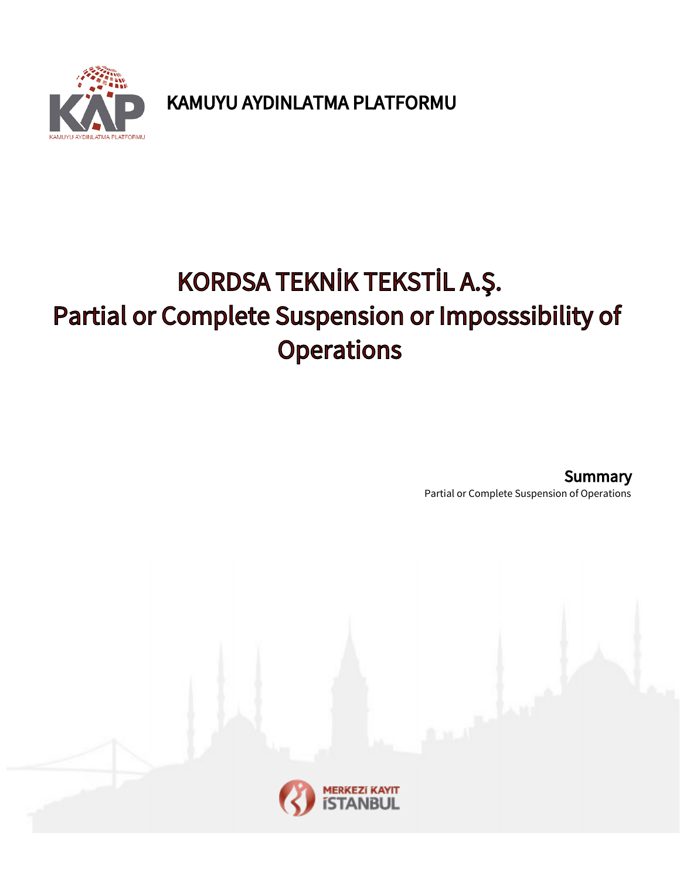KAMUYU AYDINLATMA PLATFORMU

# KORDSA TEKNİK TEKSTİL A.Ş.
# Partial or Complete Suspension or Imposssibility of Operations

**Summary**

Partial or Complete Suspension of Operations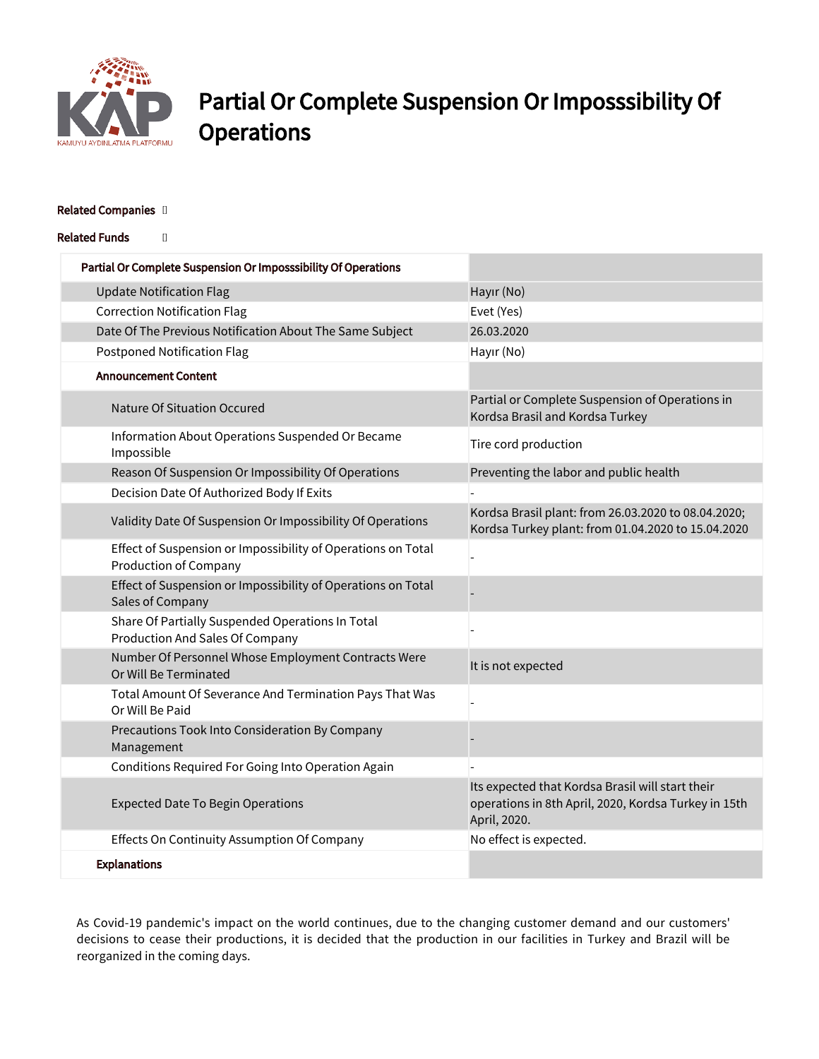# Partial Or Complete Suspension Or Impossibility Of Operations

**Related Companies**

**Related Funds**

| Partial Or Complete Suspension Or Impossibility Of Operations | |
|---|---|
| Update Notification Flag | Hayır (No) |
| Correction Notification Flag | Evet (Yes) |
| Date Of The Previous Notification About The Same Subject | 26.03.2020 |
| Postponed Notification Flag | Hayır (No) |
| **Announcement Content** | |
| Nature Of Situation Occured | Partial or Complete Suspension of Operations in Kordsa Brasil and Kordsa Turkey |
| Information About Operations Suspended Or Became Impossible | Tire cord production |
| Reason Of Suspension Or Impossibility Of Operations | Preventing the labor and public health |
| Decision Date Of Authorized Body If Exits | - |
| Validity Date Of Suspension Or Impossibility Of Operations | Kordsa Brasil plant: from 26.03.2020 to 08.04.2020; Kordsa Turkey plant: from 01.04.2020 to 15.04.2020 |
| Effect of Suspension or Impossibility of Operations on Total Production of Company | - |
| Effect of Suspension or Impossibility of Operations on Total Sales of Company | - |
| Share Of Partially Suspended Operations In Total Production And Sales Of Company | - |
| Number Of Personnel Whose Employment Contracts Were Or Will Be Terminated | It is not expected |
| Total Amount Of Severance And Termination Pays That Was Or Will Be Paid | - |
| Precautions Took Into Consideration By Company Management | - |
| Conditions Required For Going Into Operation Again | - |
| Expected Date To Begin Operations | Its expected that Kordsa Brasil will start their operations in 8th April, 2020, Kordsa Turkey in 15th April, 2020. |
| Effects On Continuity Assumption Of Company | No effect is expected. |
| **Explanations** | |

As Covid-19 pandemic's impact on the world continues, due to the changing customer demand and our customers' decisions to cease their productions, it is decided that the production in our facilities in Turkey and Brazil will be reorganized in the coming days.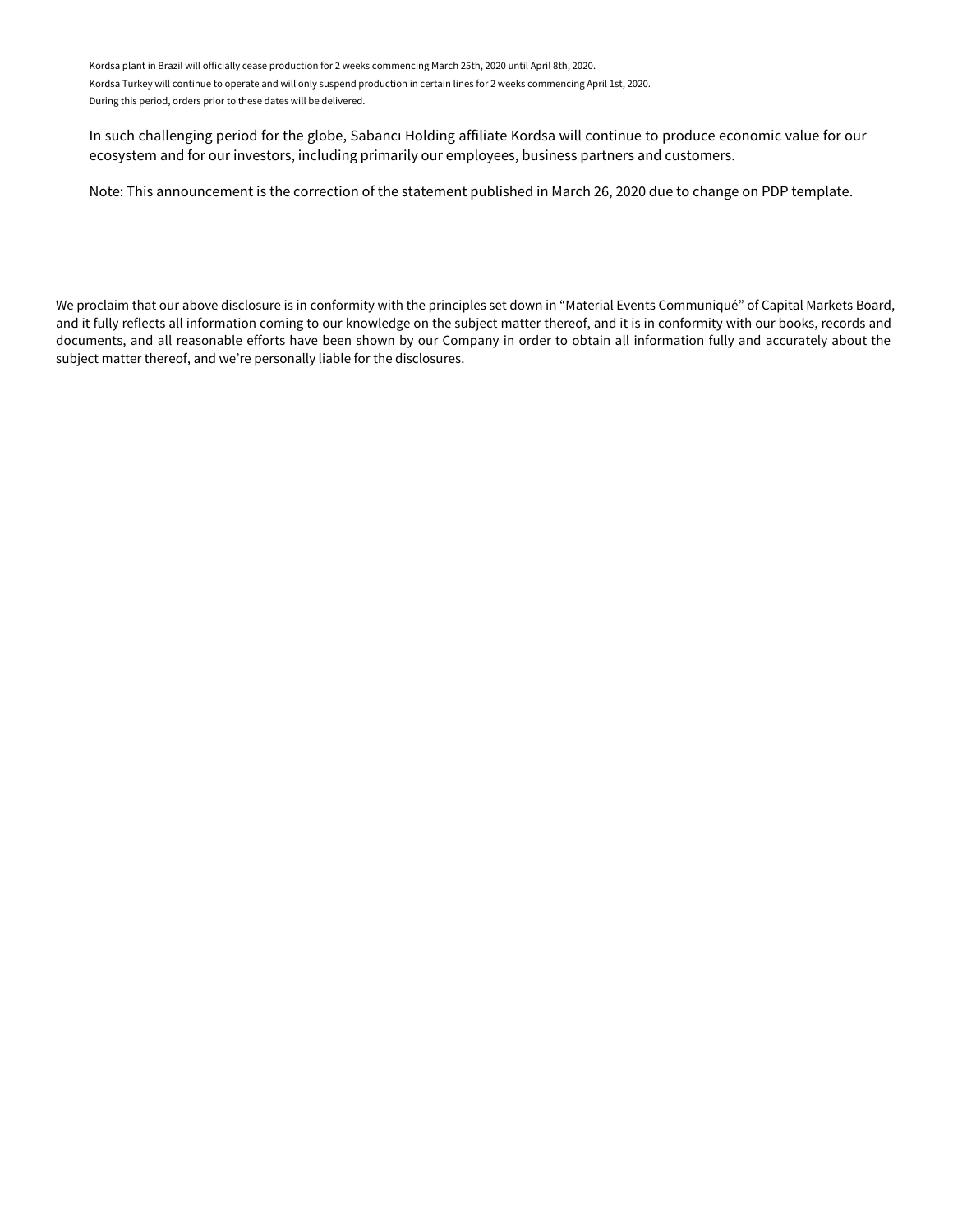Kordsa plant in Brazil will officially cease production for 2 weeks commencing March 25th, 2020 until April 8th, 2020.

Kordsa Turkey will continue to operate and will only suspend production in certain lines for 2 weeks commencing April 1st, 2020.

During this period, orders prior to these dates will be delivered.

In such challenging period for the globe, Sabancı Holding affiliate Kordsa will continue to produce economic value for our ecosystem and for our investors, including primarily our employees, business partners and customers.

Note: This announcement is the correction of the statement published in March 26, 2020 due to change on PDP template.

We proclaim that our above disclosure is in conformity with the principles set down in "Material Events Communiqué" of Capital Markets Board, and it fully reflects all information coming to our knowledge on the subject matter thereof, and it is in conformity with our books, records and documents, and all reasonable efforts have been shown by our Company in order to obtain all information fully and accurately about the subject matter thereof, and we're personally liable for the disclosures.